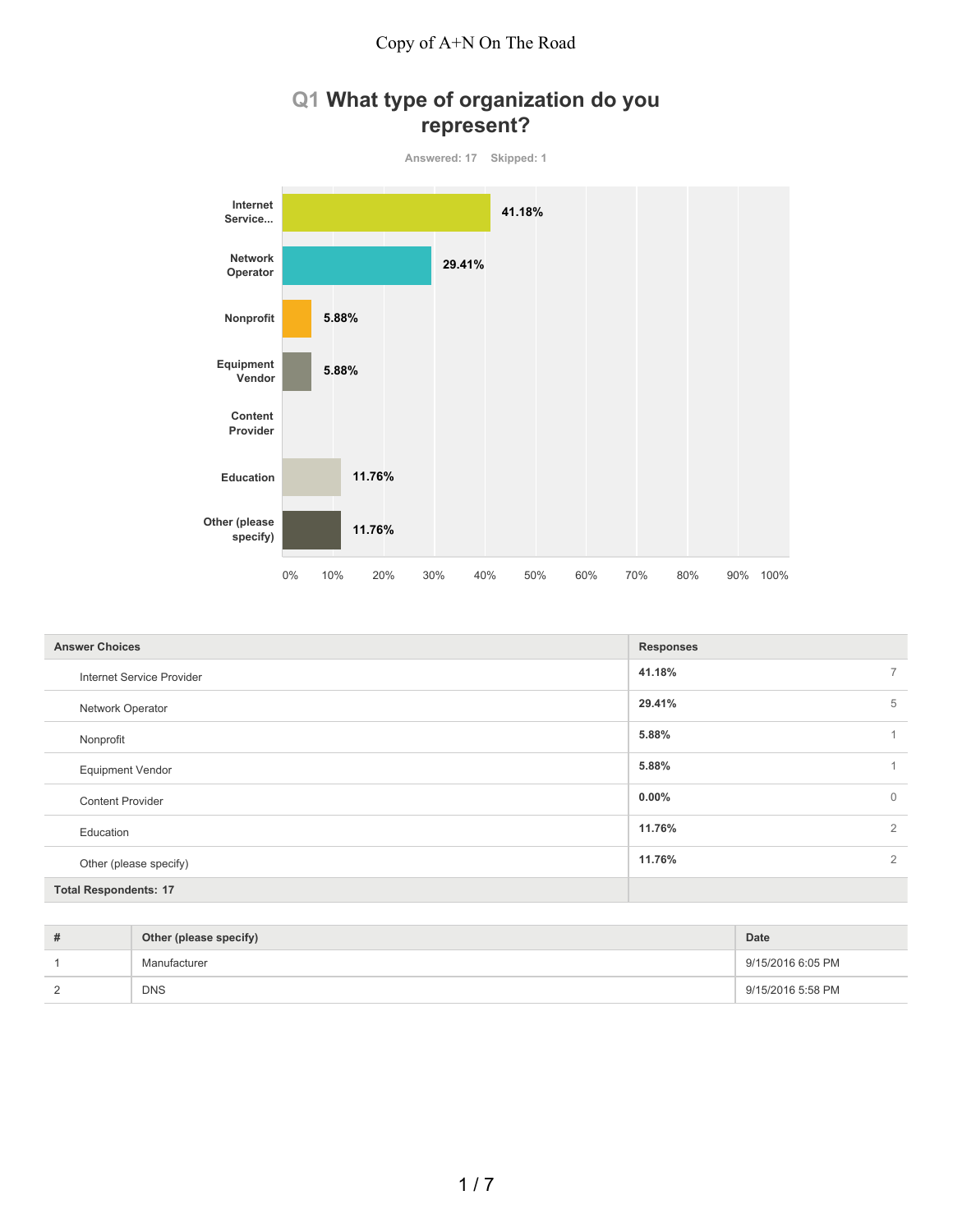Copy of A+N On The Road

## Q1 What type of organization do you represent?

Answered: 17 Skipped: 1

| Answer Choices | Responses | |
|---|---|---|
| Internet Service Provider | 41.18% | 7 |
| Network Operator | 29.41% | 5 |
| Nonprofit | 5.88% | 1 |
| Equipment Vendor | 5.88% | 1 |
| Content Provider | 0.00% | 0 |
| Education | 11.76% | 2 |
| Other (please specify) | 11.76% | 2 |
| **Total Respondents: 17** | | |

| # | Other (please specify) | Date |
|---|---|---|
| 1 | Manufacturer | 9/15/2016 6:05 PM |
| 2 | DNS | 9/15/2016 5:58 PM |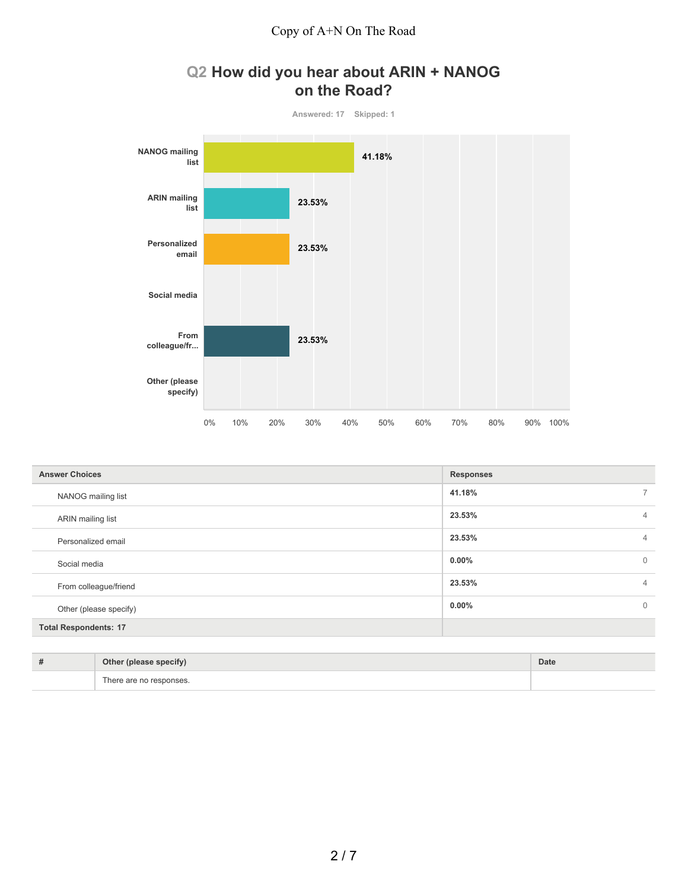## Q2 How did you hear about ARIN + NANOG on the Road?

Answered: 17 Skipped: 1

| Answer Choices | Responses | |
|---|---|---|
| NANOG mailing list | 41.18% | 7 |
| ARIN mailing list | 23.53% | 4 |
| Personalized email | 23.53% | 4 |
| Social media | 0.00% | 0 |
| From colleague/friend | 23.53% | 4 |
| Other (please specify) | 0.00% | 0 |
| Total Respondents: 17 | | |

| # | Other (please specify) | Date |
|---|---|---|
| | There are no responses. | |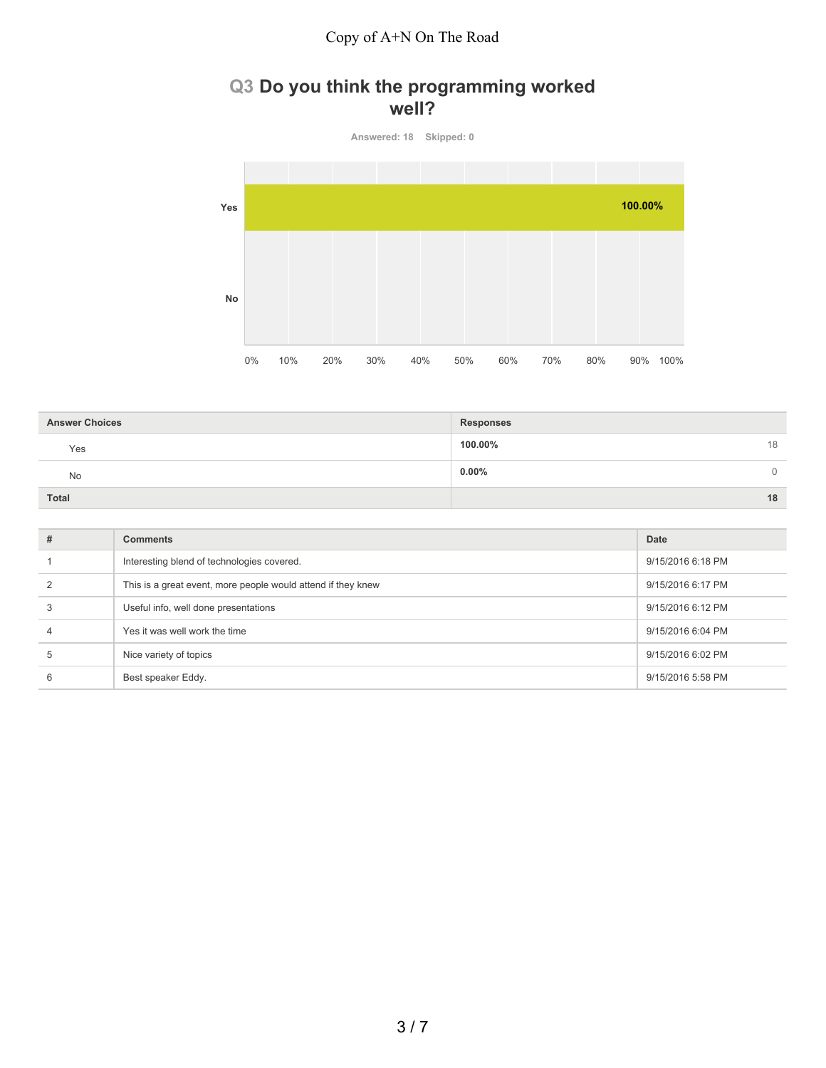## Q3 Do you think the programming worked well?

Answered: 18 Skipped: 0

| Answer Choices | Responses | |
|---|---|---|
| Yes | 100.00% | 18 |
| No | 0.00% | 0 |
| **Total** | | **18** |

| # | Comments | Date |
|---|---|---|
| 1 | Interesting blend of technologies covered. | 9/15/2016 6:18 PM |
| 2 | This is a great event, more people would attend if they knew | 9/15/2016 6:17 PM |
| 3 | Useful info, well done presentations | 9/15/2016 6:12 PM |
| 4 | Yes it was well work the time | 9/15/2016 6:04 PM |
| 5 | Nice variety of topics | 9/15/2016 6:02 PM |
| 6 | Best speaker Eddy. | 9/15/2016 5:58 PM |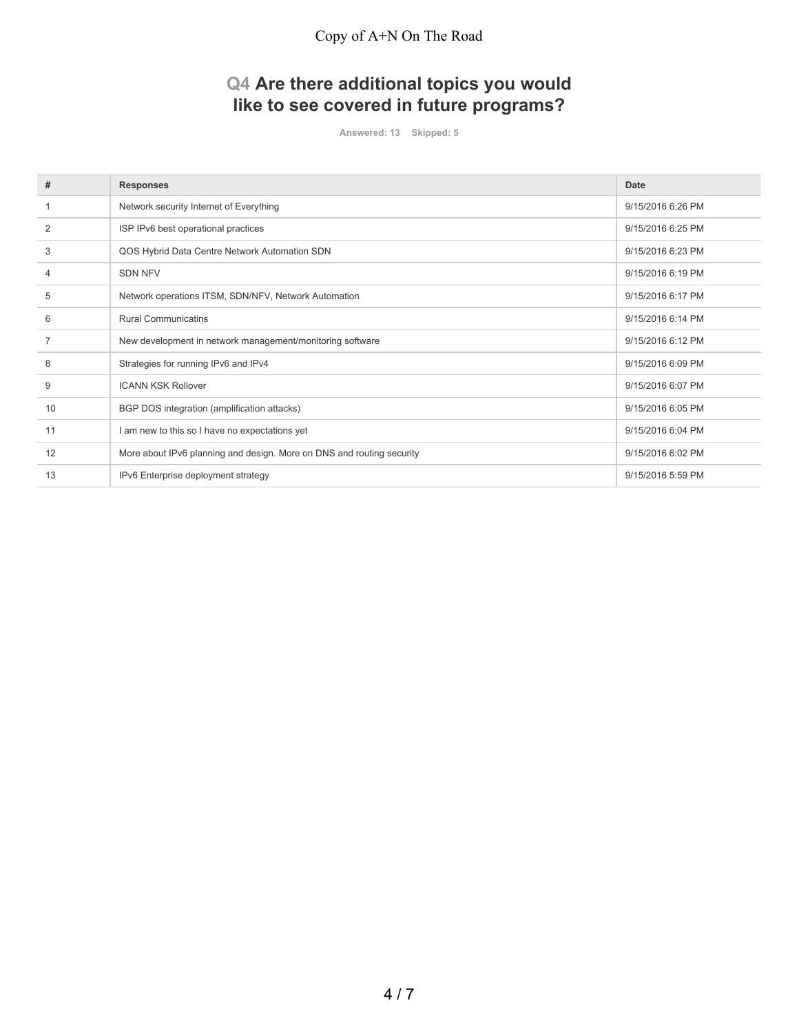## Q4 Are there additional topics you would like to see covered in future programs?

Answered: 13 Skipped: 5

| # | Responses | Date |
|---|---|---|
| 1 | Network security Internet of Everything | 9/15/2016 6:26 PM |
| 2 | ISP IPv6 best operational practices | 9/15/2016 6:25 PM |
| 3 | QOS Hybrid Data Centre Network Automation SDN | 9/15/2016 6:23 PM |
| 4 | SDN NFV | 9/15/2016 6:19 PM |
| 5 | Network operations ITSM, SDN/NFV, Network Automation | 9/15/2016 6:17 PM |
| 6 | Rural Communicatins | 9/15/2016 6:14 PM |
| 7 | New development in network management/monitoring software | 9/15/2016 6:12 PM |
| 8 | Strategies for running IPv6 and IPv4 | 9/15/2016 6:09 PM |
| 9 | ICANN KSK Rollover | 9/15/2016 6:07 PM |
| 10 | BGP DOS integration (amplification attacks) | 9/15/2016 6:05 PM |
| 11 | I am new to this so I have no expectations yet | 9/15/2016 6:04 PM |
| 12 | More about IPv6 planning and design. More on DNS and routing security | 9/15/2016 6:02 PM |
| 13 | IPv6 Enterprise deployment strategy | 9/15/2016 5:59 PM |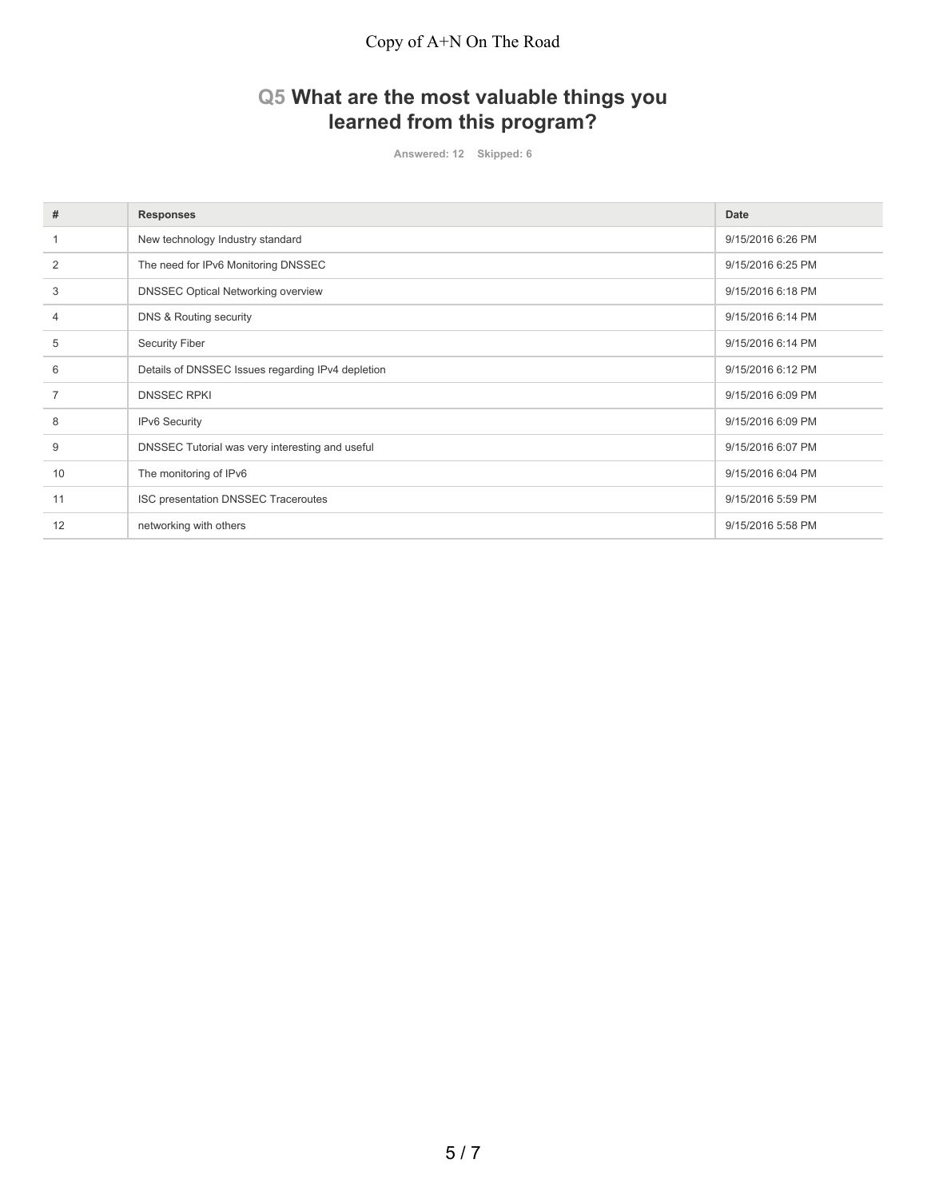## Q5 What are the most valuable things you learned from this program?

Answered: 12 Skipped: 6

| # | Responses | Date |
|---|---|---|
| 1 | New technology Industry standard | 9/15/2016 6:26 PM |
| 2 | The need for IPv6 Monitoring DNSSEC | 9/15/2016 6:25 PM |
| 3 | DNSSEC Optical Networking overview | 9/15/2016 6:18 PM |
| 4 | DNS & Routing security | 9/15/2016 6:14 PM |
| 5 | Security Fiber | 9/15/2016 6:14 PM |
| 6 | Details of DNSSEC Issues regarding IPv4 depletion | 9/15/2016 6:12 PM |
| 7 | DNSSEC RPKI | 9/15/2016 6:09 PM |
| 8 | IPv6 Security | 9/15/2016 6:09 PM |
| 9 | DNSSEC Tutorial was very interesting and useful | 9/15/2016 6:07 PM |
| 10 | The monitoring of IPv6 | 9/15/2016 6:04 PM |
| 11 | ISC presentation DNSSEC Traceroutes | 9/15/2016 5:59 PM |
| 12 | networking with others | 9/15/2016 5:58 PM |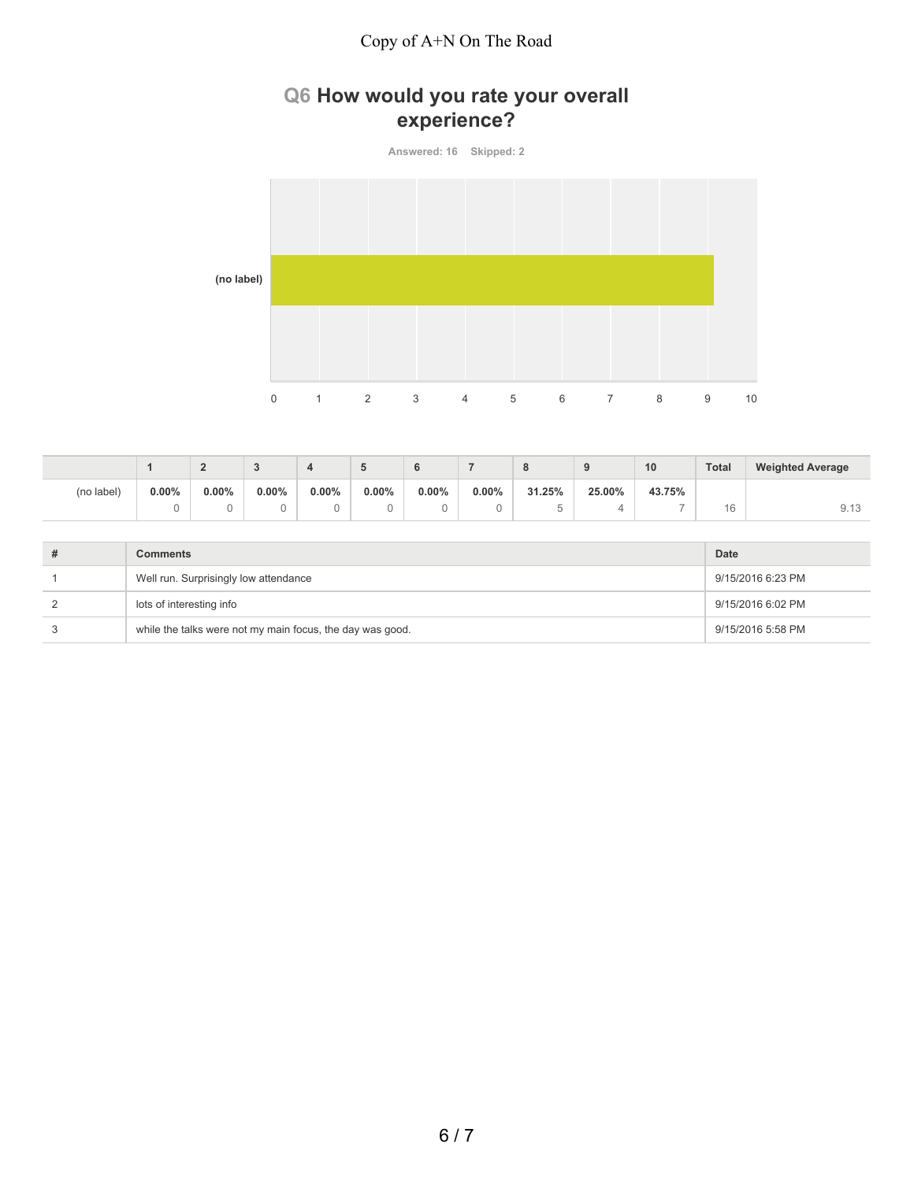## Q6 How would you rate your overall experience?

Answered: 16 Skipped: 2

|  | 1 | 2 | 3 | 4 | 5 | 6 | 7 | 8 | 9 | 10 | Total | Weighted Average |
|---|---|---|---|---|---|---|---|---|---|---|---|---|
| (no label) | 0.00% 0 | 0.00% 0 | 0.00% 0 | 0.00% 0 | 0.00% 0 | 0.00% 0 | 0.00% 0 | 31.25% 5 | 25.00% 4 | 43.75% 7 | 16 | 9.13 |

| # | Comments | Date |
|---|---|---|
| 1 | Well run. Surprisingly low attendance | 9/15/2016 6:23 PM |
| 2 | lots of interesting info | 9/15/2016 6:02 PM |
| 3 | while the talks were not my main focus, the day was good. | 9/15/2016 5:58 PM |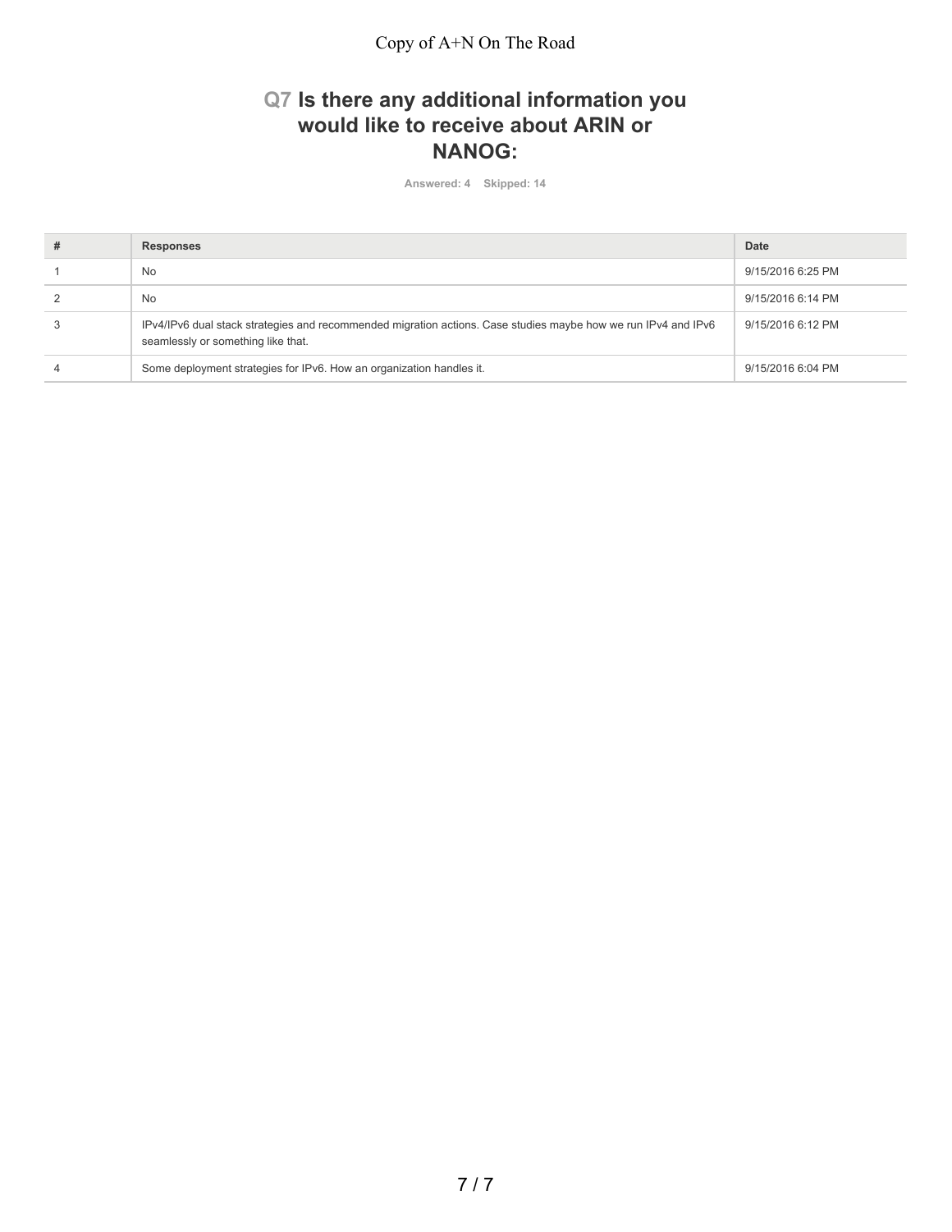## Q7 Is there any additional information you would like to receive about ARIN or NANOG:

Answered: 4 Skipped: 14

| # | Responses | Date |
|---|---|---|
| 1 | No | 9/15/2016 6:25 PM |
| 2 | No | 9/15/2016 6:14 PM |
| 3 | IPv4/IPv6 dual stack strategies and recommended migration actions. Case studies maybe how we run IPv4 and IPv6 seamlessly or something like that. | 9/15/2016 6:12 PM |
| 4 | Some deployment strategies for IPv6. How an organization handles it. | 9/15/2016 6:04 PM |